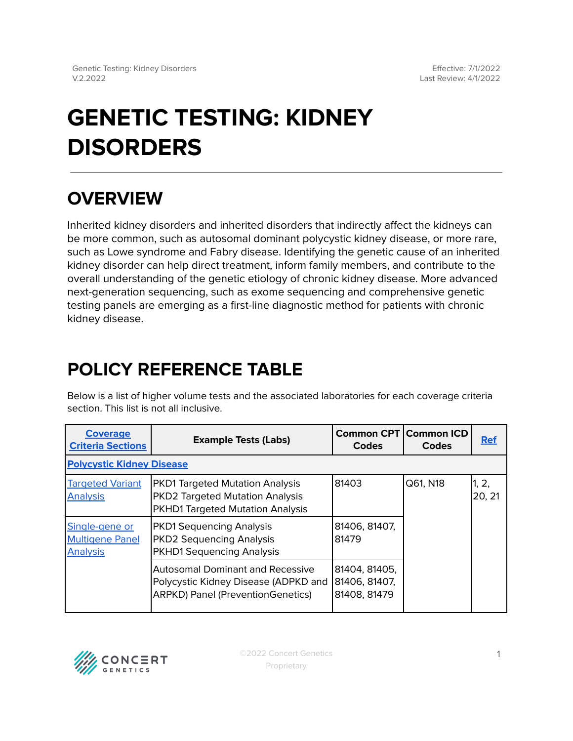# GENETIC TESTING: KIDNEY DISORDERS

## OVERVIEW

Inherited kidney disorders and inherited disorders that indirectly affect the kidneys can be more common, such as autosomal dominant polycystic kidney disease, or more rare, such as Lowe syndrome and Fabry disease. Identifying the genetic cause of an inherited kidney disorder can help direct treatment, inform family members, and contribute to the overall understanding of the genetic etiology of chronic kidney disease. More advanced next-generation sequencing, such as exome sequencing and comprehensive genetic testing panels are emerging as a first-line diagnostic method for patients with chronic kidney disease.

## POLICY REFERENCE TABLE

Below is a list of higher volume tests and the associated laboratories for each coverage criteria section. This list is not all inclusive.

| Coverage Criteria Sections | Example Tests (Labs) | Common CPT Codes | Common ICD Codes | Ref |
|---|---|---|---|---|
| **Polycystic Kidney Disease** | | | | |
| Targeted Variant Analysis | PKD1 Targeted Mutation Analysis<br>PKD2 Targeted Mutation Analysis<br>PKHD1 Targeted Mutation Analysis | 81403 | Q61, N18 | 1, 2, 20, 21 |
| Single-gene or Multigene Panel Analysis | PKD1 Sequencing Analysis<br>PKD2 Sequencing Analysis<br>PKHD1 Sequencing Analysis | 81406, 81407, 81479 | | |
| | Autosomal Dominant and Recessive Polycystic Kidney Disease (ADPKD and ARPKD) Panel (PreventionGenetics) | 81404, 81405, 81406, 81407, 81408, 81479 | | |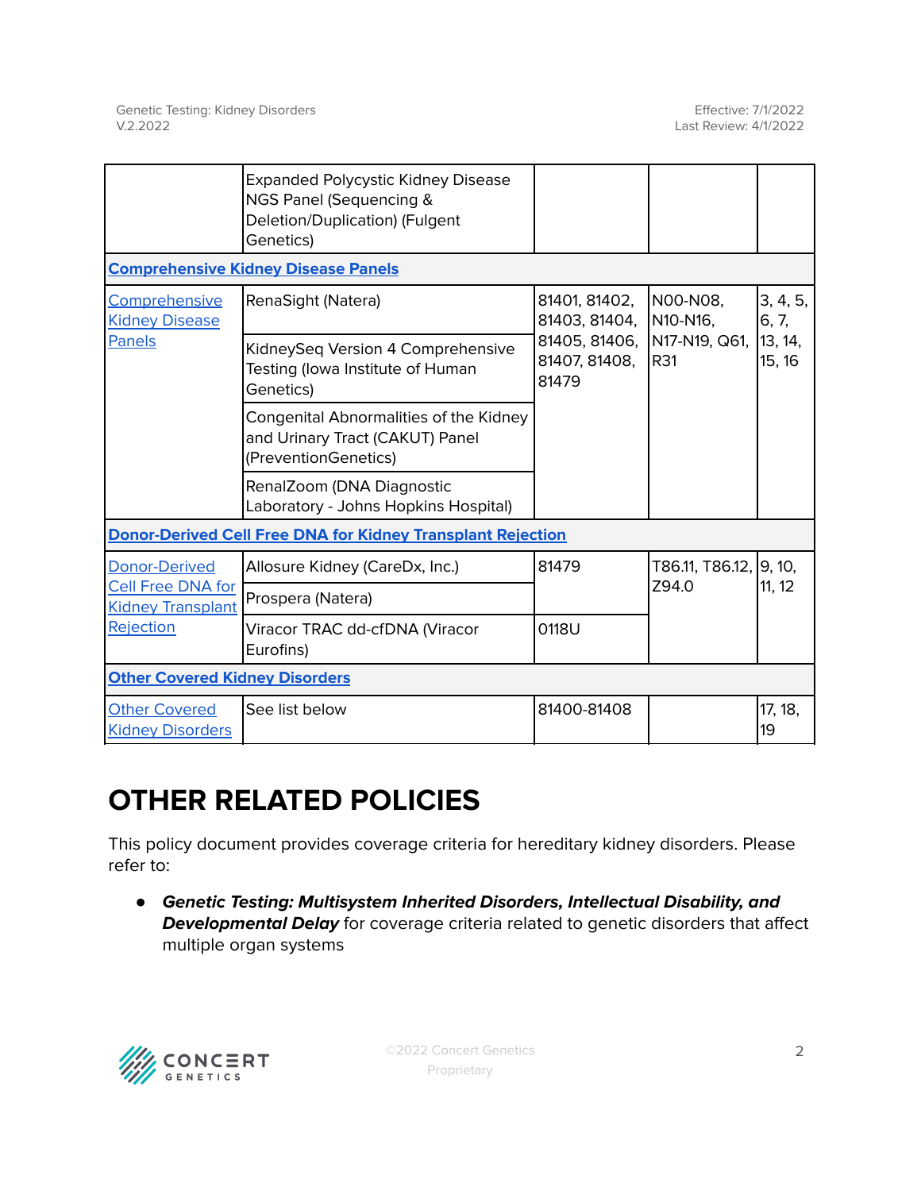| | | | | |
|---|---|---|---|---|
| | Expanded Polycystic Kidney Disease NGS Panel (Sequencing & Deletion/Duplication) (Fulgent Genetics) | | | |
| **Comprehensive Kidney Disease Panels** | | | | |
| Comprehensive Kidney Disease Panels | RenaSight (Natera) | 81401, 81402, 81403, 81404, 81405, 81406, 81407, 81408, 81479 | N00-N08, N10-N16, N17-N19, Q61, R31 | 3, 4, 5, 6, 7, 13, 14, 15, 16 |
| | KidneySeq Version 4 Comprehensive Testing (Iowa Institute of Human Genetics) | | | |
| | Congenital Abnormalities of the Kidney and Urinary Tract (CAKUT) Panel (PreventionGenetics) | | | |
| | RenalZoom (DNA Diagnostic Laboratory - Johns Hopkins Hospital) | | | |
| **Donor-Derived Cell Free DNA for Kidney Transplant Rejection** | | | | |
| Donor-Derived Cell Free DNA for Kidney Transplant Rejection | Allosure Kidney (CareDx, Inc.) | 81479 | T86.11, T86.12, Z94.0 | 9, 10, 11, 12 |
| | Prospera (Natera) | | | |
| | Viracor TRAC dd-cfDNA (Viracor Eurofins) | 0118U | | |
| **Other Covered Kidney Disorders** | | | | |
| Other Covered Kidney Disorders | See list below | 81400-81408 | | 17, 18, 19 |

# OTHER RELATED POLICIES

This policy document provides coverage criteria for hereditary kidney disorders. Please refer to:

- ***Genetic Testing: Multisystem Inherited Disorders, Intellectual Disability, and Developmental Delay*** for coverage criteria related to genetic disorders that affect multiple organ systems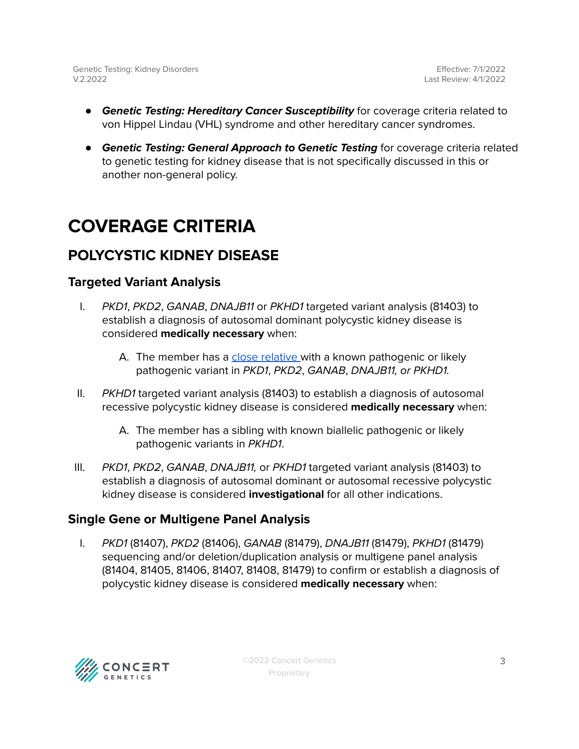- ***Genetic Testing: Hereditary Cancer Susceptibility*** for coverage criteria related to von Hippel Lindau (VHL) syndrome and other hereditary cancer syndromes.
- ***Genetic Testing: General Approach to Genetic Testing*** for coverage criteria related to genetic testing for kidney disease that is not specifically discussed in this or another non-general policy.

# COVERAGE CRITERIA

## POLYCYSTIC KIDNEY DISEASE

### Targeted Variant Analysis

I. *PKD1*, *PKD2*, *GANAB*, *DNAJB11* or *PKHD1* targeted variant analysis (81403) to establish a diagnosis of autosomal dominant polycystic kidney disease is considered **medically necessary** when:

   A. The member has a close relative with a known pathogenic or likely pathogenic variant in *PKD1*, *PKD2*, *GANAB*, *DNAJB11, or PKHD1*.

II. *PKHD1* targeted variant analysis (81403) to establish a diagnosis of autosomal recessive polycystic kidney disease is considered **medically necessary** when:

   A. The member has a sibling with known biallelic pathogenic or likely pathogenic variants in *PKHD1*.

III. *PKD1*, *PKD2*, *GANAB*, *DNAJB11,* or *PKHD1* targeted variant analysis (81403) to establish a diagnosis of autosomal dominant or autosomal recessive polycystic kidney disease is considered **investigational** for all other indications.

### Single Gene or Multigene Panel Analysis

I. *PKD1* (81407), *PKD2* (81406), *GANAB* (81479), *DNAJB11* (81479), *PKHD1* (81479) sequencing and/or deletion/duplication analysis or multigene panel analysis (81404, 81405, 81406, 81407, 81408, 81479) to confirm or establish a diagnosis of polycystic kidney disease is considered **medically necessary** when: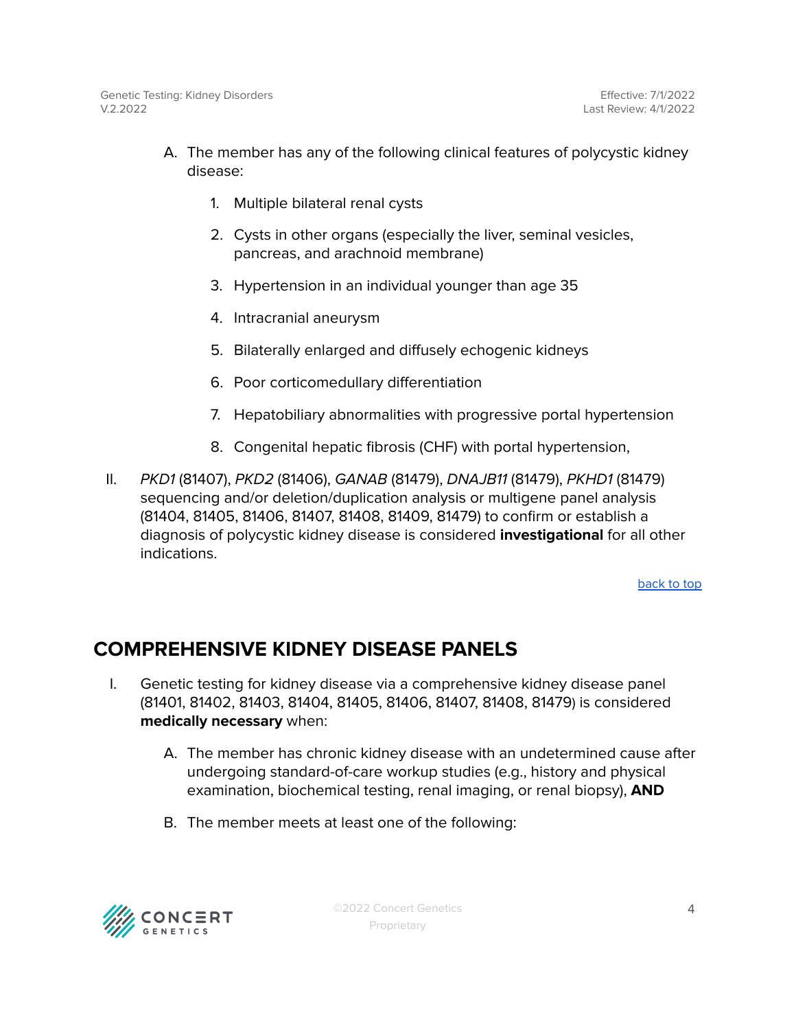A. The member has any of the following clinical features of polycystic kidney disease:

    1. Multiple bilateral renal cysts

    2. Cysts in other organs (especially the liver, seminal vesicles, pancreas, and arachnoid membrane)

    3. Hypertension in an individual younger than age 35

    4. Intracranial aneurysm

    5. Bilaterally enlarged and diffusely echogenic kidneys

    6. Poor corticomedullary differentiation

    7. Hepatobiliary abnormalities with progressive portal hypertension

    8. Congenital hepatic fibrosis (CHF) with portal hypertension,

II. *PKD1* (81407), *PKD2* (81406), *GANAB* (81479), *DNAJB11* (81479), *PKHD1* (81479) sequencing and/or deletion/duplication analysis or multigene panel analysis (81404, 81405, 81406, 81407, 81408, 81409, 81479) to confirm or establish a diagnosis of polycystic kidney disease is considered **investigational** for all other indications.

back to top

## COMPREHENSIVE KIDNEY DISEASE PANELS

I. Genetic testing for kidney disease via a comprehensive kidney disease panel (81401, 81402, 81403, 81404, 81405, 81406, 81407, 81408, 81479) is considered **medically necessary** when:

    A. The member has chronic kidney disease with an undetermined cause after undergoing standard-of-care workup studies (e.g., history and physical examination, biochemical testing, renal imaging, or renal biopsy), **AND**

    B. The member meets at least one of the following: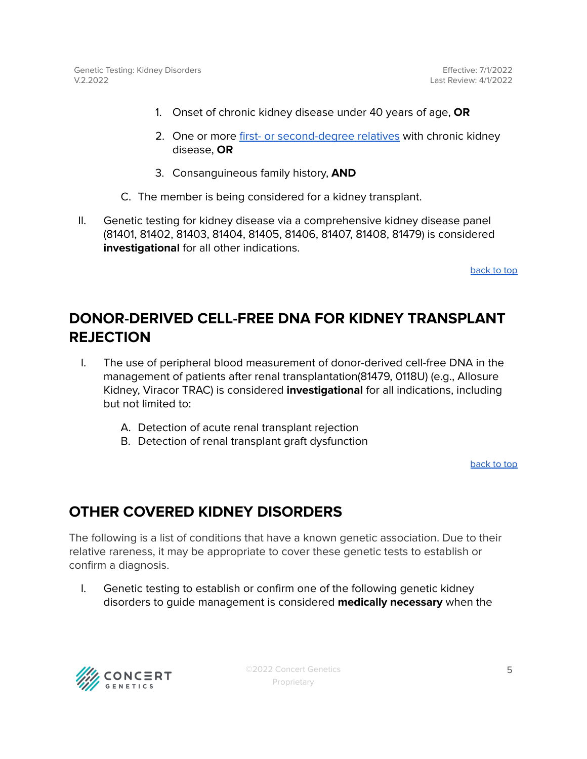1. Onset of chronic kidney disease under 40 years of age, **OR**
2. One or more [first- or second-degree relatives]() with chronic kidney disease, **OR**
3. Consanguineous family history, **AND**

C. The member is being considered for a kidney transplant.

II. Genetic testing for kidney disease via a comprehensive kidney disease panel (81401, 81402, 81403, 81404, 81405, 81406, 81407, 81408, 81479) is considered **investigational** for all other indications.

[back to top]()

## DONOR-DERIVED CELL-FREE DNA FOR KIDNEY TRANSPLANT REJECTION

I. The use of peripheral blood measurement of donor-derived cell-free DNA in the management of patients after renal transplantation(81479, 0118U) (e.g., Allosure Kidney, Viracor TRAC) is considered **investigational** for all indications, including but not limited to:

   A. Detection of acute renal transplant rejection
   B. Detection of renal transplant graft dysfunction

[back to top]()

## OTHER COVERED KIDNEY DISORDERS

The following is a list of conditions that have a known genetic association. Due to their relative rareness, it may be appropriate to cover these genetic tests to establish or confirm a diagnosis.

I. Genetic testing to establish or confirm one of the following genetic kidney disorders to guide management is considered **medically necessary** when the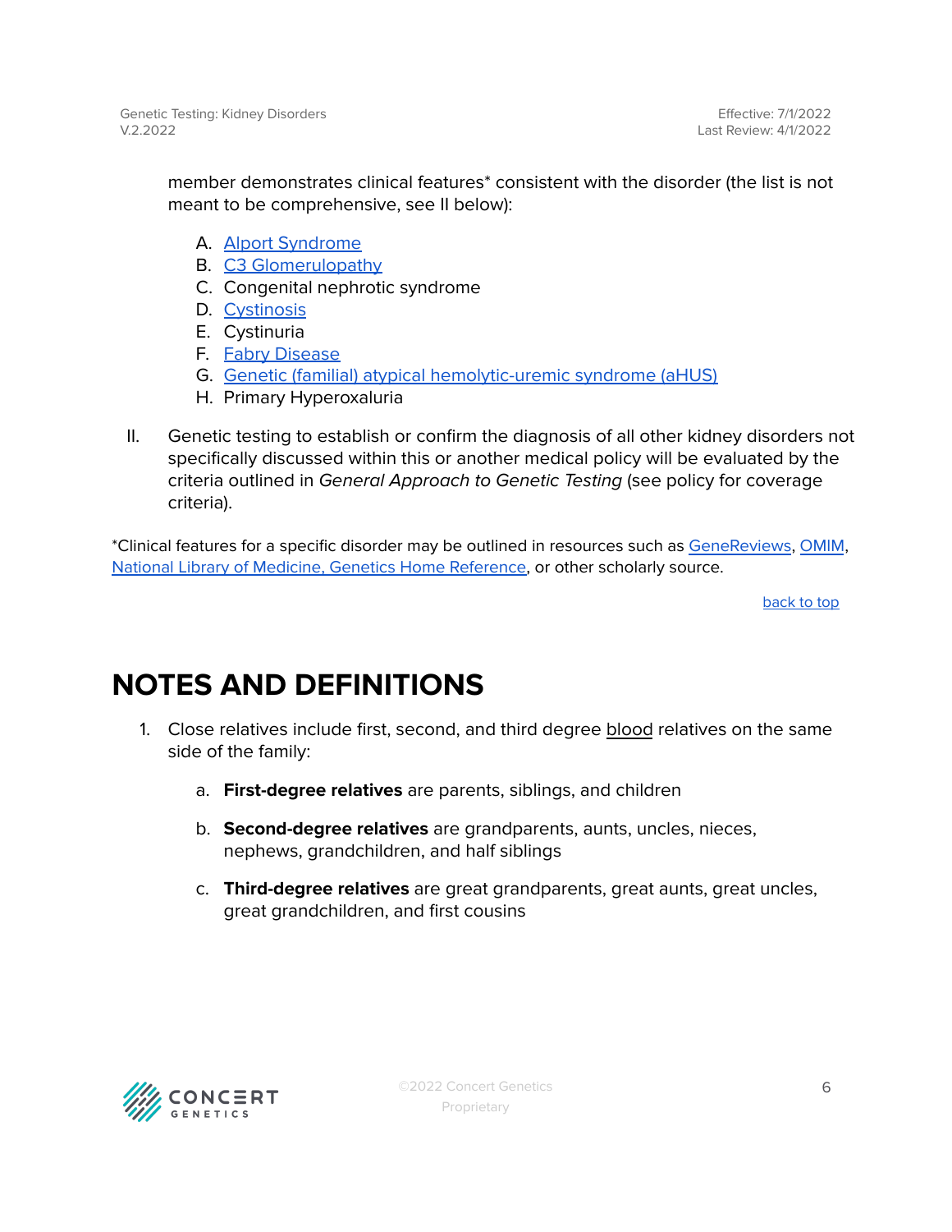member demonstrates clinical features* consistent with the disorder (the list is not meant to be comprehensive, see II below):

A. Alport Syndrome
B. C3 Glomerulopathy
C. Congenital nephrotic syndrome
D. Cystinosis
E. Cystinuria
F. Fabry Disease
G. Genetic (familial) atypical hemolytic-uremic syndrome (aHUS)
H. Primary Hyperoxaluria

II. Genetic testing to establish or confirm the diagnosis of all other kidney disorders not specifically discussed within this or another medical policy will be evaluated by the criteria outlined in *General Approach to Genetic Testing* (see policy for coverage criteria).

*Clinical features for a specific disorder may be outlined in resources such as GeneReviews, OMIM, National Library of Medicine, Genetics Home Reference, or other scholarly source.

back to top

# NOTES AND DEFINITIONS

1. Close relatives include first, second, and third degree blood relatives on the same side of the family:

   a. **First-degree relatives** are parents, siblings, and children

   b. **Second-degree relatives** are grandparents, aunts, uncles, nieces, nephews, grandchildren, and half siblings

   c. **Third-degree relatives** are great grandparents, great aunts, great uncles, great grandchildren, and first cousins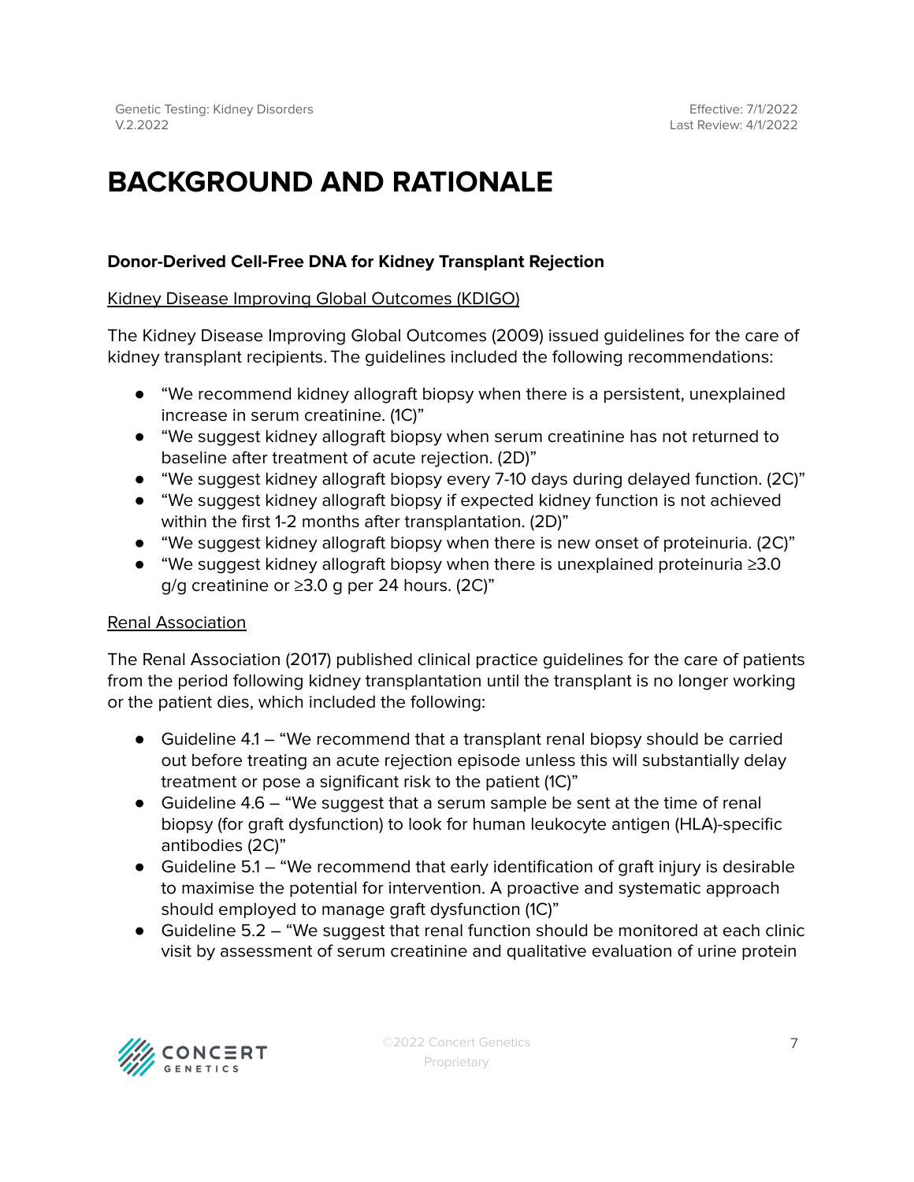# BACKGROUND AND RATIONALE

**Donor-Derived Cell-Free DNA for Kidney Transplant Rejection**

Kidney Disease Improving Global Outcomes (KDIGO)

The Kidney Disease Improving Global Outcomes (2009) issued guidelines for the care of kidney transplant recipients. The guidelines included the following recommendations:

- "We recommend kidney allograft biopsy when there is a persistent, unexplained increase in serum creatinine. (1C)"
- "We suggest kidney allograft biopsy when serum creatinine has not returned to baseline after treatment of acute rejection. (2D)"
- "We suggest kidney allograft biopsy every 7-10 days during delayed function. (2C)"
- "We suggest kidney allograft biopsy if expected kidney function is not achieved within the first 1-2 months after transplantation. (2D)"
- "We suggest kidney allograft biopsy when there is new onset of proteinuria. (2C)"
- "We suggest kidney allograft biopsy when there is unexplained proteinuria ≥3.0 g/g creatinine or ≥3.0 g per 24 hours. (2C)"

Renal Association

The Renal Association (2017) published clinical practice guidelines for the care of patients from the period following kidney transplantation until the transplant is no longer working or the patient dies, which included the following:

- Guideline 4.1 – "We recommend that a transplant renal biopsy should be carried out before treating an acute rejection episode unless this will substantially delay treatment or pose a significant risk to the patient (1C)"
- Guideline 4.6 – "We suggest that a serum sample be sent at the time of renal biopsy (for graft dysfunction) to look for human leukocyte antigen (HLA)-specific antibodies (2C)"
- Guideline 5.1 – "We recommend that early identification of graft injury is desirable to maximise the potential for intervention. A proactive and systematic approach should employed to manage graft dysfunction (1C)"
- Guideline 5.2 – "We suggest that renal function should be monitored at each clinic visit by assessment of serum creatinine and qualitative evaluation of urine protein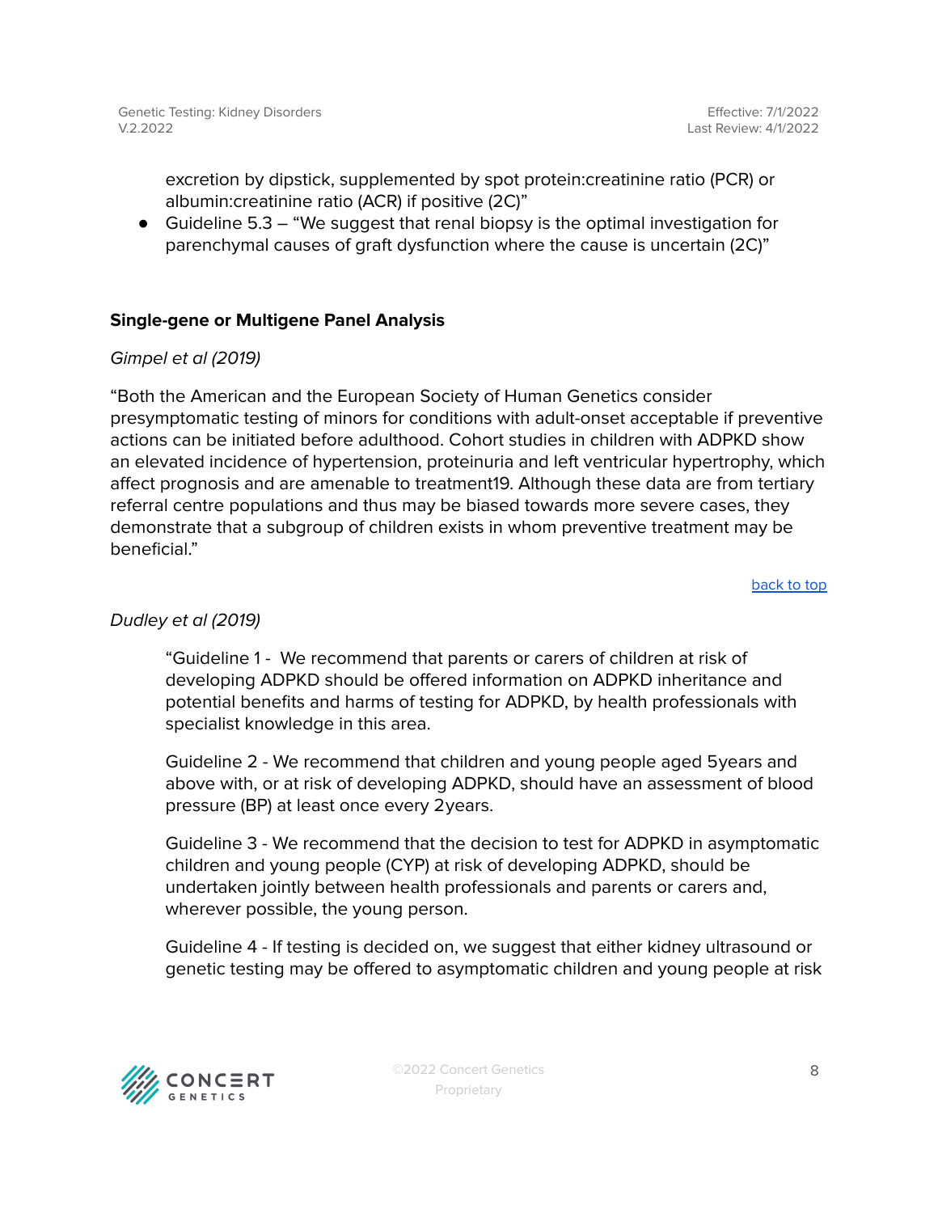excretion by dipstick, supplemented by spot protein:creatinine ratio (PCR) or albumin:creatinine ratio (ACR) if positive (2C)"

- Guideline 5.3 – "We suggest that renal biopsy is the optimal investigation for parenchymal causes of graft dysfunction where the cause is uncertain (2C)"

### Single-gene or Multigene Panel Analysis

*Gimpel et al (2019)*

"Both the American and the European Society of Human Genetics consider presymptomatic testing of minors for conditions with adult-onset acceptable if preventive actions can be initiated before adulthood. Cohort studies in children with ADPKD show an elevated incidence of hypertension, proteinuria and left ventricular hypertrophy, which affect prognosis and are amenable to treatment19. Although these data are from tertiary referral centre populations and thus may be biased towards more severe cases, they demonstrate that a subgroup of children exists in whom preventive treatment may be beneficial."

back to top

*Dudley et al (2019)*

> "Guideline 1 - We recommend that parents or carers of children at risk of developing ADPKD should be offered information on ADPKD inheritance and potential benefits and harms of testing for ADPKD, by health professionals with specialist knowledge in this area.
>
> Guideline 2 - We recommend that children and young people aged 5years and above with, or at risk of developing ADPKD, should have an assessment of blood pressure (BP) at least once every 2years.
>
> Guideline 3 - We recommend that the decision to test for ADPKD in asymptomatic children and young people (CYP) at risk of developing ADPKD, should be undertaken jointly between health professionals and parents or carers and, wherever possible, the young person.
>
> Guideline 4 - If testing is decided on, we suggest that either kidney ultrasound or genetic testing may be offered to asymptomatic children and young people at risk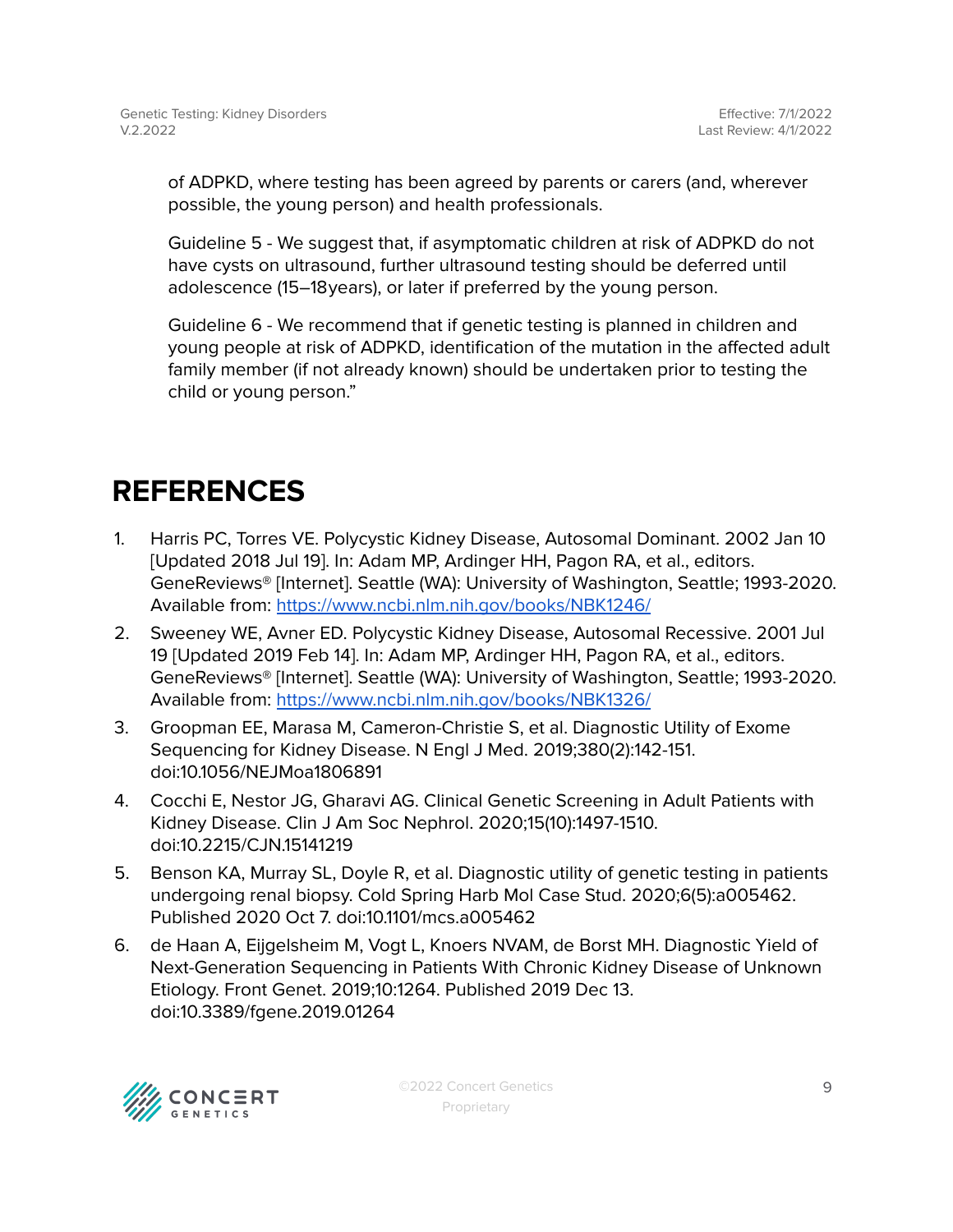of ADPKD, where testing has been agreed by parents or carers (and, wherever possible, the young person) and health professionals.

Guideline 5 - We suggest that, if asymptomatic children at risk of ADPKD do not have cysts on ultrasound, further ultrasound testing should be deferred until adolescence (15–18years), or later if preferred by the young person.

Guideline 6 - We recommend that if genetic testing is planned in children and young people at risk of ADPKD, identification of the mutation in the affected adult family member (if not already known) should be undertaken prior to testing the child or young person."

# REFERENCES

1. Harris PC, Torres VE. Polycystic Kidney Disease, Autosomal Dominant. 2002 Jan 10 [Updated 2018 Jul 19]. In: Adam MP, Ardinger HH, Pagon RA, et al., editors. GeneReviews® [Internet]. Seattle (WA): University of Washington, Seattle; 1993-2020. Available from: https://www.ncbi.nlm.nih.gov/books/NBK1246/
2. Sweeney WE, Avner ED. Polycystic Kidney Disease, Autosomal Recessive. 2001 Jul 19 [Updated 2019 Feb 14]. In: Adam MP, Ardinger HH, Pagon RA, et al., editors. GeneReviews® [Internet]. Seattle (WA): University of Washington, Seattle; 1993-2020. Available from: https://www.ncbi.nlm.nih.gov/books/NBK1326/
3. Groopman EE, Marasa M, Cameron-Christie S, et al. Diagnostic Utility of Exome Sequencing for Kidney Disease. N Engl J Med. 2019;380(2):142-151. doi:10.1056/NEJMoa1806891
4. Cocchi E, Nestor JG, Gharavi AG. Clinical Genetic Screening in Adult Patients with Kidney Disease. Clin J Am Soc Nephrol. 2020;15(10):1497-1510. doi:10.2215/CJN.15141219
5. Benson KA, Murray SL, Doyle R, et al. Diagnostic utility of genetic testing in patients undergoing renal biopsy. Cold Spring Harb Mol Case Stud. 2020;6(5):a005462. Published 2020 Oct 7. doi:10.1101/mcs.a005462
6. de Haan A, Eijgelsheim M, Vogt L, Knoers NVAM, de Borst MH. Diagnostic Yield of Next-Generation Sequencing in Patients With Chronic Kidney Disease of Unknown Etiology. Front Genet. 2019;10:1264. Published 2019 Dec 13. doi:10.3389/fgene.2019.01264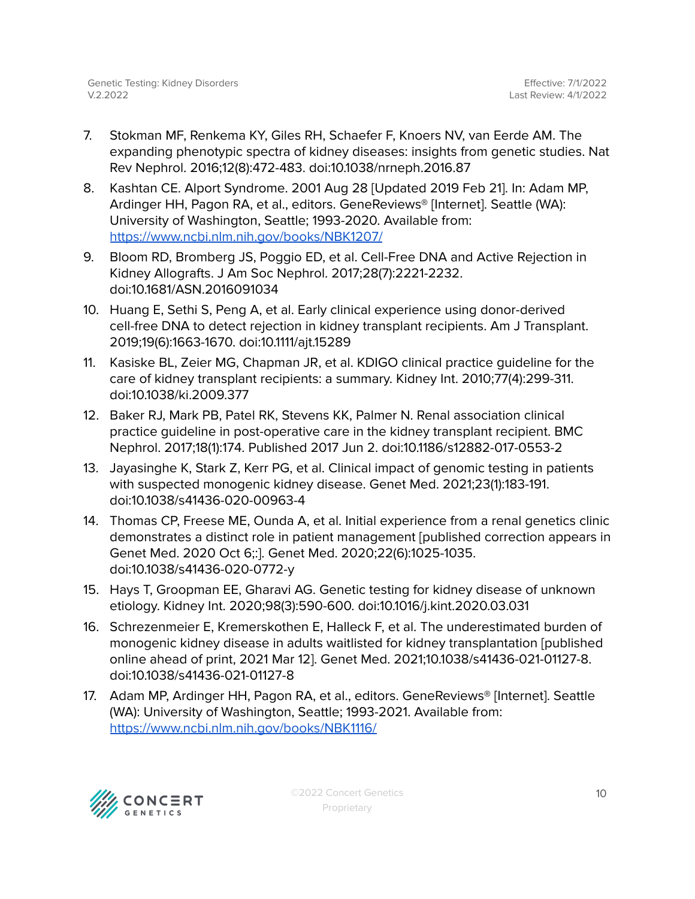7. Stokman MF, Renkema KY, Giles RH, Schaefer F, Knoers NV, van Eerde AM. The expanding phenotypic spectra of kidney diseases: insights from genetic studies. Nat Rev Nephrol. 2016;12(8):472-483. doi:10.1038/nrneph.2016.87
8. Kashtan CE. Alport Syndrome. 2001 Aug 28 [Updated 2019 Feb 21]. In: Adam MP, Ardinger HH, Pagon RA, et al., editors. GeneReviews® [Internet]. Seattle (WA): University of Washington, Seattle; 1993-2020. Available from: https://www.ncbi.nlm.nih.gov/books/NBK1207/
9. Bloom RD, Bromberg JS, Poggio ED, et al. Cell-Free DNA and Active Rejection in Kidney Allografts. J Am Soc Nephrol. 2017;28(7):2221-2232. doi:10.1681/ASN.2016091034
10. Huang E, Sethi S, Peng A, et al. Early clinical experience using donor-derived cell-free DNA to detect rejection in kidney transplant recipients. Am J Transplant. 2019;19(6):1663-1670. doi:10.1111/ajt.15289
11. Kasiske BL, Zeier MG, Chapman JR, et al. KDIGO clinical practice guideline for the care of kidney transplant recipients: a summary. Kidney Int. 2010;77(4):299-311. doi:10.1038/ki.2009.377
12. Baker RJ, Mark PB, Patel RK, Stevens KK, Palmer N. Renal association clinical practice guideline in post-operative care in the kidney transplant recipient. BMC Nephrol. 2017;18(1):174. Published 2017 Jun 2. doi:10.1186/s12882-017-0553-2
13. Jayasinghe K, Stark Z, Kerr PG, et al. Clinical impact of genomic testing in patients with suspected monogenic kidney disease. Genet Med. 2021;23(1):183-191. doi:10.1038/s41436-020-00963-4
14. Thomas CP, Freese ME, Ounda A, et al. Initial experience from a renal genetics clinic demonstrates a distinct role in patient management [published correction appears in Genet Med. 2020 Oct 6;:]. Genet Med. 2020;22(6):1025-1035. doi:10.1038/s41436-020-0772-y
15. Hays T, Groopman EE, Gharavi AG. Genetic testing for kidney disease of unknown etiology. Kidney Int. 2020;98(3):590-600. doi:10.1016/j.kint.2020.03.031
16. Schrezenmeier E, Kremerskothen E, Halleck F, et al. The underestimated burden of monogenic kidney disease in adults waitlisted for kidney transplantation [published online ahead of print, 2021 Mar 12]. Genet Med. 2021;10.1038/s41436-021-01127-8. doi:10.1038/s41436-021-01127-8
17. Adam MP, Ardinger HH, Pagon RA, et al., editors. GeneReviews® [Internet]. Seattle (WA): University of Washington, Seattle; 1993-2021. Available from: https://www.ncbi.nlm.nih.gov/books/NBK1116/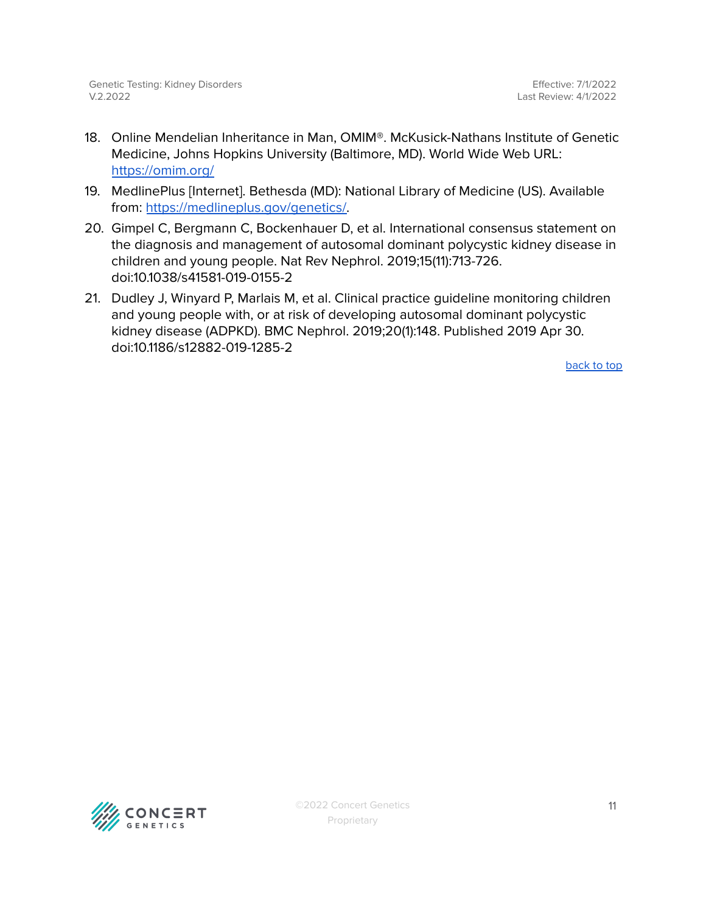18. Online Mendelian Inheritance in Man, OMIM®. McKusick-Nathans Institute of Genetic Medicine, Johns Hopkins University (Baltimore, MD). World Wide Web URL: [https://omim.org/](https://omim.org/)
19. MedlinePlus [Internet]. Bethesda (MD): National Library of Medicine (US). Available from: [https://medlineplus.gov/genetics/](https://medlineplus.gov/genetics/).
20. Gimpel C, Bergmann C, Bockenhauer D, et al. International consensus statement on the diagnosis and management of autosomal dominant polycystic kidney disease in children and young people. Nat Rev Nephrol. 2019;15(11):713-726. doi:10.1038/s41581-019-0155-2
21. Dudley J, Winyard P, Marlais M, et al. Clinical practice guideline monitoring children and young people with, or at risk of developing autosomal dominant polycystic kidney disease (ADPKD). BMC Nephrol. 2019;20(1):148. Published 2019 Apr 30. doi:10.1186/s12882-019-1285-2

back to top